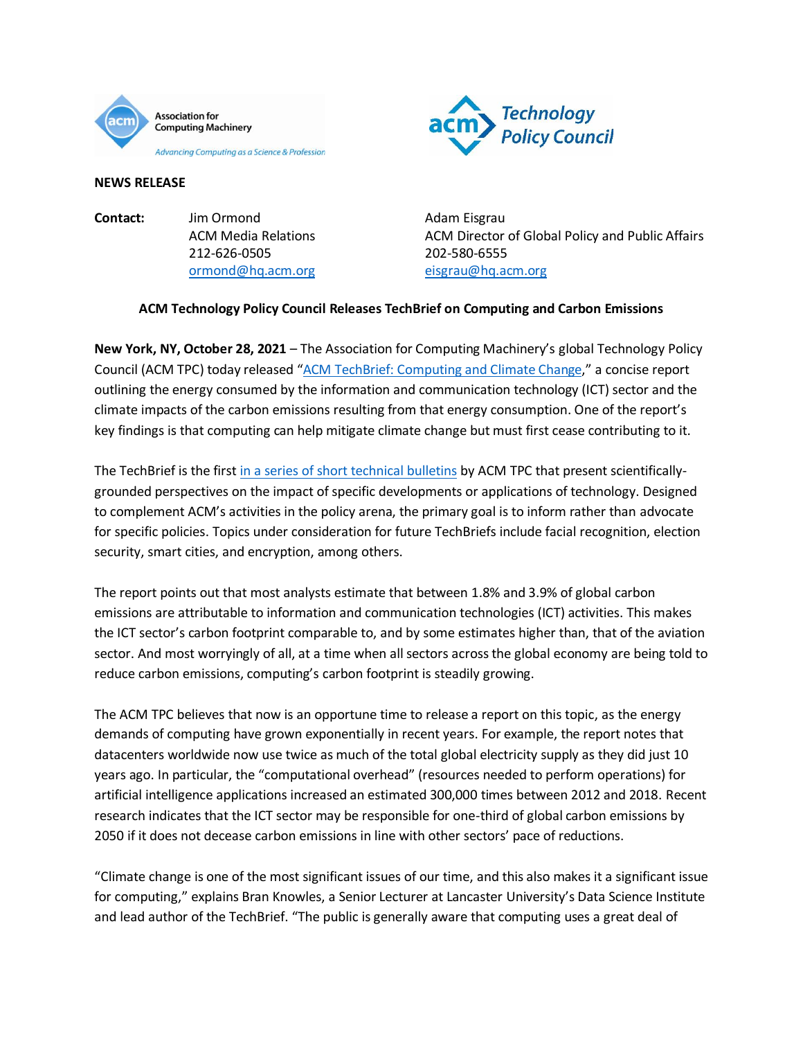Association for Computing Machinery

*Advancing Computing as a Science & Profession*

acm Technology Policy Council

**NEWS RELEASE**

**Contact:** Jim Ormond
ACM Media Relations
212-626-0505
ormond@hq.acm.org

Adam Eisgrau
ACM Director of Global Policy and Public Affairs
202-580-6555
eisgrau@hq.acm.org

**ACM Technology Policy Council Releases TechBrief on Computing and Carbon Emissions**

**New York, NY, October 28, 2021** – The Association for Computing Machinery's global Technology Policy Council (ACM TPC) today released "ACM TechBrief: Computing and Climate Change," a concise report outlining the energy consumed by the information and communication technology (ICT) sector and the climate impacts of the carbon emissions resulting from that energy consumption. One of the report's key findings is that computing can help mitigate climate change but must first cease contributing to it.

The TechBrief is the first in a series of short technical bulletins by ACM TPC that present scientifically-grounded perspectives on the impact of specific developments or applications of technology. Designed to complement ACM's activities in the policy arena, the primary goal is to inform rather than advocate for specific policies. Topics under consideration for future TechBriefs include facial recognition, election security, smart cities, and encryption, among others.

The report points out that most analysts estimate that between 1.8% and 3.9% of global carbon emissions are attributable to information and communication technologies (ICT) activities. This makes the ICT sector's carbon footprint comparable to, and by some estimates higher than, that of the aviation sector. And most worryingly of all, at a time when all sectors across the global economy are being told to reduce carbon emissions, computing's carbon footprint is steadily growing.

The ACM TPC believes that now is an opportune time to release a report on this topic, as the energy demands of computing have grown exponentially in recent years. For example, the report notes that datacenters worldwide now use twice as much of the total global electricity supply as they did just 10 years ago. In particular, the "computational overhead" (resources needed to perform operations) for artificial intelligence applications increased an estimated 300,000 times between 2012 and 2018. Recent research indicates that the ICT sector may be responsible for one-third of global carbon emissions by 2050 if it does not decease carbon emissions in line with other sectors' pace of reductions.

"Climate change is one of the most significant issues of our time, and this also makes it a significant issue for computing," explains Bran Knowles, a Senior Lecturer at Lancaster University's Data Science Institute and lead author of the TechBrief. "The public is generally aware that computing uses a great deal of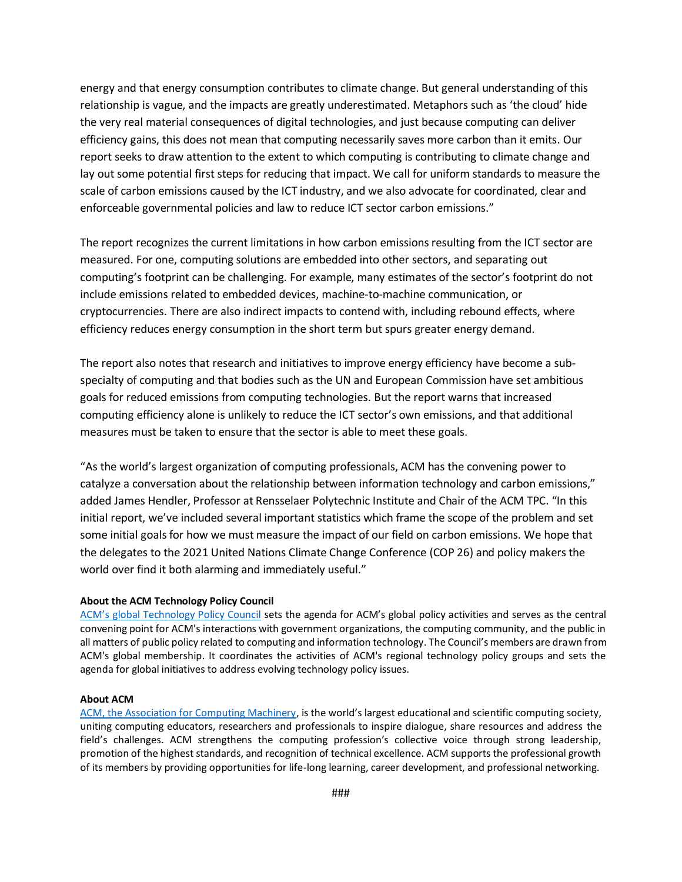energy and that energy consumption contributes to climate change. But general understanding of this relationship is vague, and the impacts are greatly underestimated. Metaphors such as 'the cloud' hide the very real material consequences of digital technologies, and just because computing can deliver efficiency gains, this does not mean that computing necessarily saves more carbon than it emits. Our report seeks to draw attention to the extent to which computing is contributing to climate change and lay out some potential first steps for reducing that impact. We call for uniform standards to measure the scale of carbon emissions caused by the ICT industry, and we also advocate for coordinated, clear and enforceable governmental policies and law to reduce ICT sector carbon emissions."

The report recognizes the current limitations in how carbon emissions resulting from the ICT sector are measured. For one, computing solutions are embedded into other sectors, and separating out computing's footprint can be challenging. For example, many estimates of the sector's footprint do not include emissions related to embedded devices, machine-to-machine communication, or cryptocurrencies. There are also indirect impacts to contend with, including rebound effects, where efficiency reduces energy consumption in the short term but spurs greater energy demand.

The report also notes that research and initiatives to improve energy efficiency have become a sub-specialty of computing and that bodies such as the UN and European Commission have set ambitious goals for reduced emissions from computing technologies. But the report warns that increased computing efficiency alone is unlikely to reduce the ICT sector's own emissions, and that additional measures must be taken to ensure that the sector is able to meet these goals.

"As the world's largest organization of computing professionals, ACM has the convening power to catalyze a conversation about the relationship between information technology and carbon emissions," added James Hendler, Professor at Rensselaer Polytechnic Institute and Chair of the ACM TPC. "In this initial report, we've included several important statistics which frame the scope of the problem and set some initial goals for how we must measure the impact of our field on carbon emissions. We hope that the delegates to the 2021 United Nations Climate Change Conference (COP 26) and policy makers the world over find it both alarming and immediately useful."

**About the ACM Technology Policy Council**
ACM's global Technology Policy Council sets the agenda for ACM's global policy activities and serves as the central convening point for ACM's interactions with government organizations, the computing community, and the public in all matters of public policy related to computing and information technology. The Council's members are drawn from ACM's global membership. It coordinates the activities of ACM's regional technology policy groups and sets the agenda for global initiatives to address evolving technology policy issues.

**About ACM**
ACM, the Association for Computing Machinery, is the world's largest educational and scientific computing society, uniting computing educators, researchers and professionals to inspire dialogue, share resources and address the field's challenges. ACM strengthens the computing profession's collective voice through strong leadership, promotion of the highest standards, and recognition of technical excellence. ACM supports the professional growth of its members by providing opportunities for life-long learning, career development, and professional networking.

###